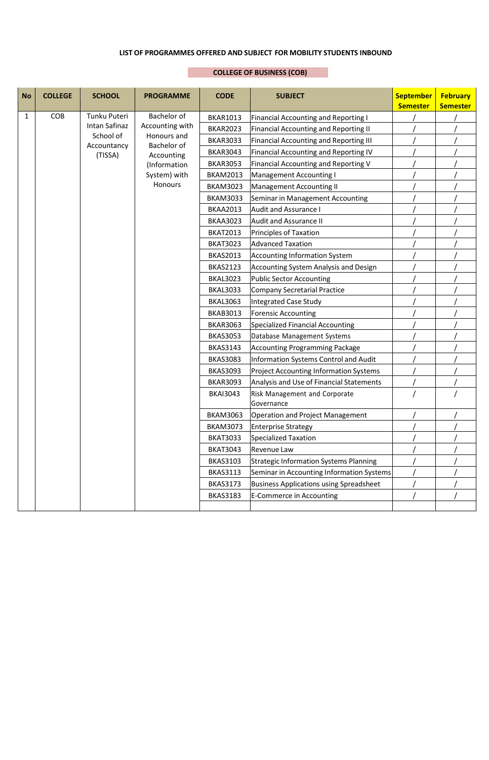**LIST OF PROGRAMMES OFFERED AND SUBJECT FOR MOBILITY STUDENTS INBOUND**

**COLLEGE OF BUSINESS (COB)**

| No | COLLEGE | SCHOOL | PROGRAMME | CODE | SUBJECT | September Semester | February Semester |
|---|---|---|---|---|---|---|---|
| 1 | COB | Tunku Puteri Intan Safinaz School of Accountancy (TISSA) | Bachelor of Accounting with Honours and Bachelor of Accounting (Information System) with Honours | BKAR1013 | Financial Accounting and Reporting I | / | / |
| | | | | BKAR2023 | Financial Accounting and Reporting II | / | / |
| | | | | BKAR3033 | Financial Accounting and Reporting III | / | / |
| | | | | BKAR3043 | Financial Accounting and Reporting IV | / | / |
| | | | | BKAR3053 | Financial Accounting and Reporting V | / | / |
| | | | | BKAM2013 | Management Accounting I | / | / |
| | | | | BKAM3023 | Management Accounting II | / | / |
| | | | | BKAM3033 | Seminar in Management Accounting | / | / |
| | | | | BKAA2013 | Audit and Assurance I | / | / |
| | | | | BKAA3023 | Audit and Assurance II | / | / |
| | | | | BKAT2013 | Principles of Taxation | / | / |
| | | | | BKAT3023 | Advanced Taxation | / | / |
| | | | | BKAS2013 | Accounting Information System | / | / |
| | | | | BKAS2123 | Accounting System Analysis and Design | / | / |
| | | | | BKAL3023 | Public Sector Accounting | / | / |
| | | | | BKAL3033 | Company Secretarial Practice | / | / |
| | | | | BKAL3063 | Integrated Case Study | / | / |
| | | | | BKAB3013 | Forensic Accounting | / | / |
| | | | | BKAR3063 | Specialized Financial Accounting | / | / |
| | | | | BKAS3053 | Database Management Systems | / | / |
| | | | | BKAS3143 | Accounting Programming Package | / | / |
| | | | | BKAS3083 | Information Systems Control and Audit | / | / |
| | | | | BKAS3093 | Project Accounting Information Systems | / | / |
| | | | | BKAR3093 | Analysis and Use of Financial Statements | / | / |
| | | | | BKAI3043 | Risk Management and Corporate Governance | / | / |
| | | | | BKAM3063 | Operation and Project Management | / | / |
| | | | | BKAM3073 | Enterprise Strategy | / | / |
| | | | | BKAT3033 | Specialized Taxation | / | / |
| | | | | BKAT3043 | Revenue Law | / | / |
| | | | | BKAS3103 | Strategic Information Systems Planning | / | / |
| | | | | BKAS3113 | Seminar in Accounting Information Systems | / | / |
| | | | | BKAS3173 | Business Applications using Spreadsheet | / | / |
| | | | | BKAS3183 | E-Commerce in Accounting | / | / |
| | | | | | | | |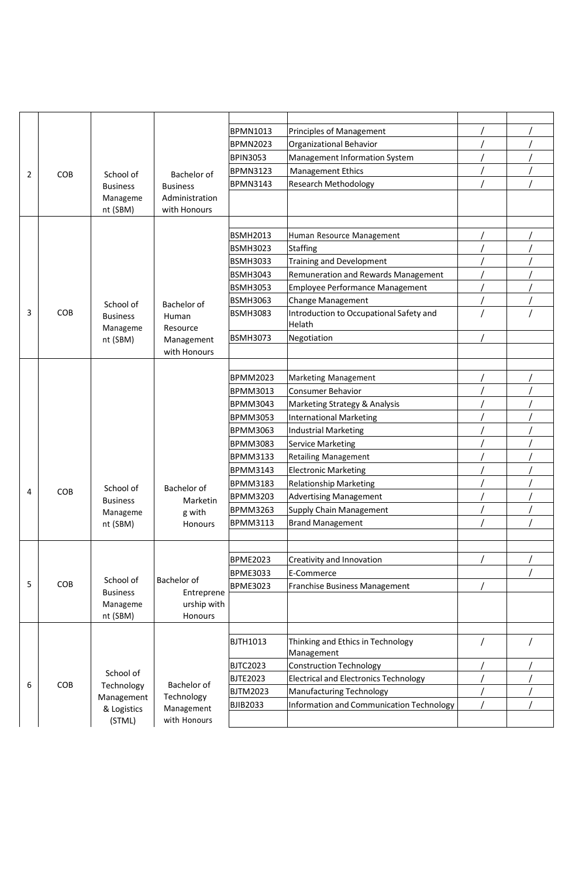| | | | | | | | |
|---|---|---|---|---|---|---|---|
| 2 | COB | School of Business Management (SBM) | Bachelor of Business Administration with Honours | BPMN1013 | Principles of Management | / | / |
| | | | | BPMN2023 | Organizational Behavior | / | / |
| | | | | BPIN3053 | Management Information System | / | / |
| | | | | BPMN3123 | Management Ethics | / | / |
| | | | | BPMN3143 | Research Methodology | / | / |
| 3 | COB | School of Business Management (SBM) | Bachelor of Human Resource Management with Honours | BSMH2013 | Human Resource Management | / | / |
| | | | | BSMH3023 | Staffing | / | / |
| | | | | BSMH3033 | Training and Development | / | / |
| | | | | BSMH3043 | Remuneration and Rewards Management | / | / |
| | | | | BSMH3053 | Employee Performance Management | / | / |
| | | | | BSMH3063 | Change Management | / | / |
| | | | | BSMH3083 | Introduction to Occupational Safety and Helath | / | / |
| | | | | BSMH3073 | Negotiation | / | |
| 4 | COB | School of Business Management (SBM) | Bachelor of Marketing with Honours | BPMM2023 | Marketing Management | / | / |
| | | | | BPMM3013 | Consumer Behavior | / | / |
| | | | | BPMM3043 | Marketing Strategy & Analysis | / | / |
| | | | | BPMM3053 | International Marketing | / | / |
| | | | | BPMM3063 | Industrial Marketing | / | / |
| | | | | BPMM3083 | Service Marketing | / | / |
| | | | | BPMM3133 | Retailing Management | / | / |
| | | | | BPMM3143 | Electronic Marketing | / | / |
| | | | | BPMM3183 | Relationship Marketing | / | / |
| | | | | BPMM3203 | Advertising Management | / | / |
| | | | | BPMM3263 | Supply Chain Management | / | / |
| | | | | BPMM3113 | Brand Management | / | / |
| 5 | COB | School of Business Management (SBM) | Bachelor of Entrepreneurship with Honours | BPME2023 | Creativity and Innovation | / | / |
| | | | | BPME3033 | E-Commerce | | / |
| | | | | BPME3023 | Franchise Business Management | / | |
| 6 | COB | School of Technology Management & Logistics (STML) | Bachelor of Technology Management with Honours | BJTH1013 | Thinking and Ethics in Technology Management | / | / |
| | | | | BJTC2023 | Construction Technology | / | / |
| | | | | BJTE2023 | Electrical and Electronics Technology | / | / |
| | | | | BJTM2023 | Manufacturing Technology | / | / |
| | | | | BJIB2033 | Information and Communication Technology | / | / |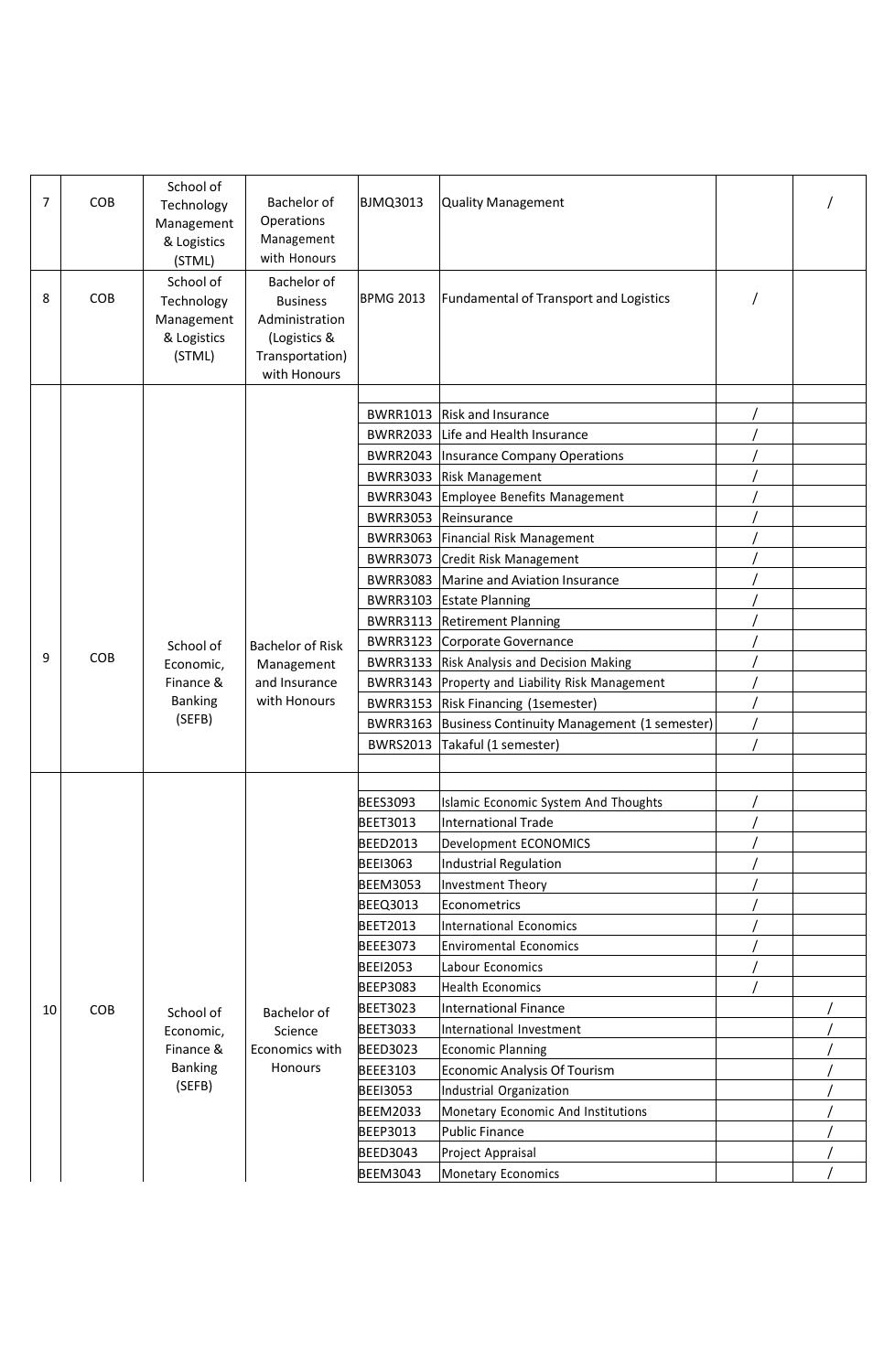| 7 | COB | School of Technology Management & Logistics (STML) | Bachelor of Operations Management with Honours | BJMQ3013 | Quality Management | | / |
|---|---|---|---|---|---|---|---|
| 8 | COB | School of Technology Management & Logistics (STML) | Bachelor of Business Administration (Logistics & Transportation) with Honours | BPMG 2013 | Fundamental of Transport and Logistics | / | |
| 9 | COB | School of Economic, Finance & Banking (SEFB) | Bachelor of Risk Management and Insurance with Honours | | | | |
| | | | | BWRR1013 | Risk and Insurance | / | |
| | | | | BWRR2033 | Life and Health Insurance | / | |
| | | | | BWRR2043 | Insurance Company Operations | / | |
| | | | | BWRR3033 | Risk Management | / | |
| | | | | BWRR3043 | Employee Benefits Management | / | |
| | | | | BWRR3053 | Reinsurance | / | |
| | | | | BWRR3063 | Financial Risk Management | / | |
| | | | | BWRR3073 | Credit Risk Management | / | |
| | | | | BWRR3083 | Marine and Aviation Insurance | / | |
| | | | | BWRR3103 | Estate Planning | / | |
| | | | | BWRR3113 | Retirement Planning | / | |
| | | | | BWRR3123 | Corporate Governance | / | |
| | | | | BWRR3133 | Risk Analysis and Decision Making | / | |
| | | | | BWRR3143 | Property and Liability Risk Management | / | |
| | | | | BWRR3153 | Risk Financing (1semester) | / | |
| | | | | BWRR3163 | Business Continuity Management (1 semester) | / | |
| | | | | BWRS2013 | Takaful (1 semester) | / | |
| | | | | | | | |
| 10 | COB | School of Economic, Finance & Banking (SEFB) | Bachelor of Science Economics with Honours | | | | |
| | | | | BEES3093 | Islamic Economic System And Thoughts | / | |
| | | | | BEET3013 | International Trade | / | |
| | | | | BEED2013 | Development ECONOMICS | / | |
| | | | | BEEI3063 | Industrial Regulation | / | |
| | | | | BEEM3053 | Investment Theory | / | |
| | | | | BEEQ3013 | Econometrics | / | |
| | | | | BEET2013 | International Economics | / | |
| | | | | BEEE3073 | Enviromental Economics | / | |
| | | | | BEEI2053 | Labour Economics | / | |
| | | | | BEEP3083 | Health Economics | / | |
| | | | | BEET3023 | International Finance | | / |
| | | | | BEET3033 | International Investment | | / |
| | | | | BEED3023 | Economic Planning | | / |
| | | | | BEEE3103 | Economic Analysis Of Tourism | | / |
| | | | | BEEI3053 | Industrial Organization | | / |
| | | | | BEEM2033 | Monetary Economic And Institutions | | / |
| | | | | BEEP3013 | Public Finance | | / |
| | | | | BEED3043 | Project Appraisal | | / |
| | | | | BEEM3043 | Monetary Economics | | / |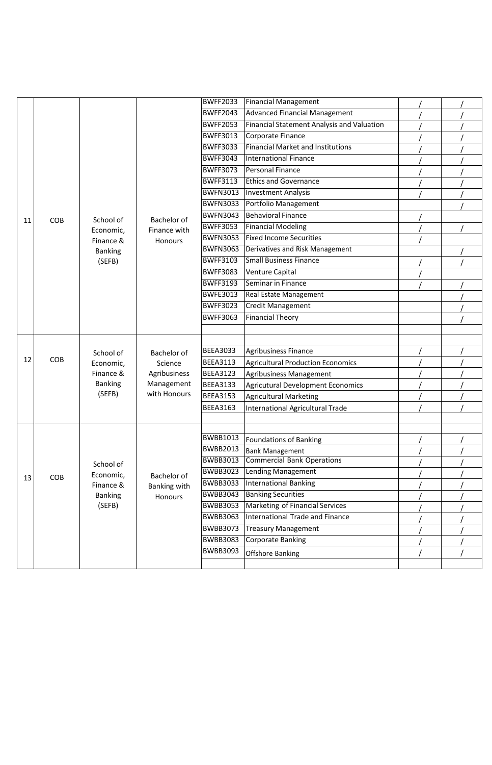| | | | | | | | |
|---|---|---|---|---|---|---|---|
| 11 | COB | School of Economic, Finance & Banking (SEFB) | Bachelor of Finance with Honours | BWFF2033 | Financial Management | / | / |
| | | | | BWFF2043 | Advanced Financial Management | / | / |
| | | | | BWFF2053 | Financial Statement Analysis and Valuation | / | / |
| | | | | BWFF3013 | Corporate Finance | / | / |
| | | | | BWFF3033 | Financial Market and Institutions | / | / |
| | | | | BWFF3043 | International Finance | / | / |
| | | | | BWFF3073 | Personal Finance | / | / |
| | | | | BWFF3113 | Ethics and Governance | / | / |
| | | | | BWFN3013 | Investment Analysis | / | / |
| | | | | BWFN3033 | Portfolio Management | | / |
| | | | | BWFN3043 | Behavioral Finance | / | |
| | | | | BWFF3053 | Financial Modeling | / | / |
| | | | | BWFN3053 | Fixed Income Securities | / | |
| | | | | BWFN3063 | Derivatives and Risk Management | | / |
| | | | | BWFF3103 | Small Business Finance | / | / |
| | | | | BWFF3083 | Venture Capital | / | |
| | | | | BWFF3193 | Seminar in Finance | / | / |
| | | | | BWFE3013 | Real Estate Management | | / |
| | | | | BWFF3023 | Credit Management | | / |
| | | | | BWFF3063 | Financial Theory | | / |
| | | | | | | | |
| 12 | COB | School of Economic, Finance & Banking (SEFB) | Bachelor of Science Agribusiness Management with Honours | | | | |
| | | | | BEEA3033 | Agribusiness Finance | / | / |
| | | | | BEEA3113 | Agricultural Production Economics | / | / |
| | | | | BEEA3123 | Agribusiness Management | / | / |
| | | | | BEEA3133 | Agricutural Development Economics | / | / |
| | | | | BEEA3153 | Agricultural Marketing | / | / |
| | | | | BEEA3163 | International Agricultural Trade | / | / |
| | | | | | | | |
| 13 | COB | School of Economic, Finance & Banking (SEFB) | Bachelor of Banking with Honours | | | | |
| | | | | BWBB1013 | Foundations of Banking | / | / |
| | | | | BWBB2013 | Bank Management | / | / |
| | | | | BWBB3013 | Commercial Bank Operations | / | / |
| | | | | BWBB3023 | Lending Management | / | / |
| | | | | BWBB3033 | International Banking | / | / |
| | | | | BWBB3043 | Banking Securities | / | / |
| | | | | BWBB3053 | Marketing of Financial Services | / | / |
| | | | | BWBB3063 | International Trade and Finance | / | / |
| | | | | BWBB3073 | Treasury Management | / | / |
| | | | | BWBB3083 | Corporate Banking | / | / |
| | | | | BWBB3093 | Offshore Banking | / | / |
| | | | | | | | |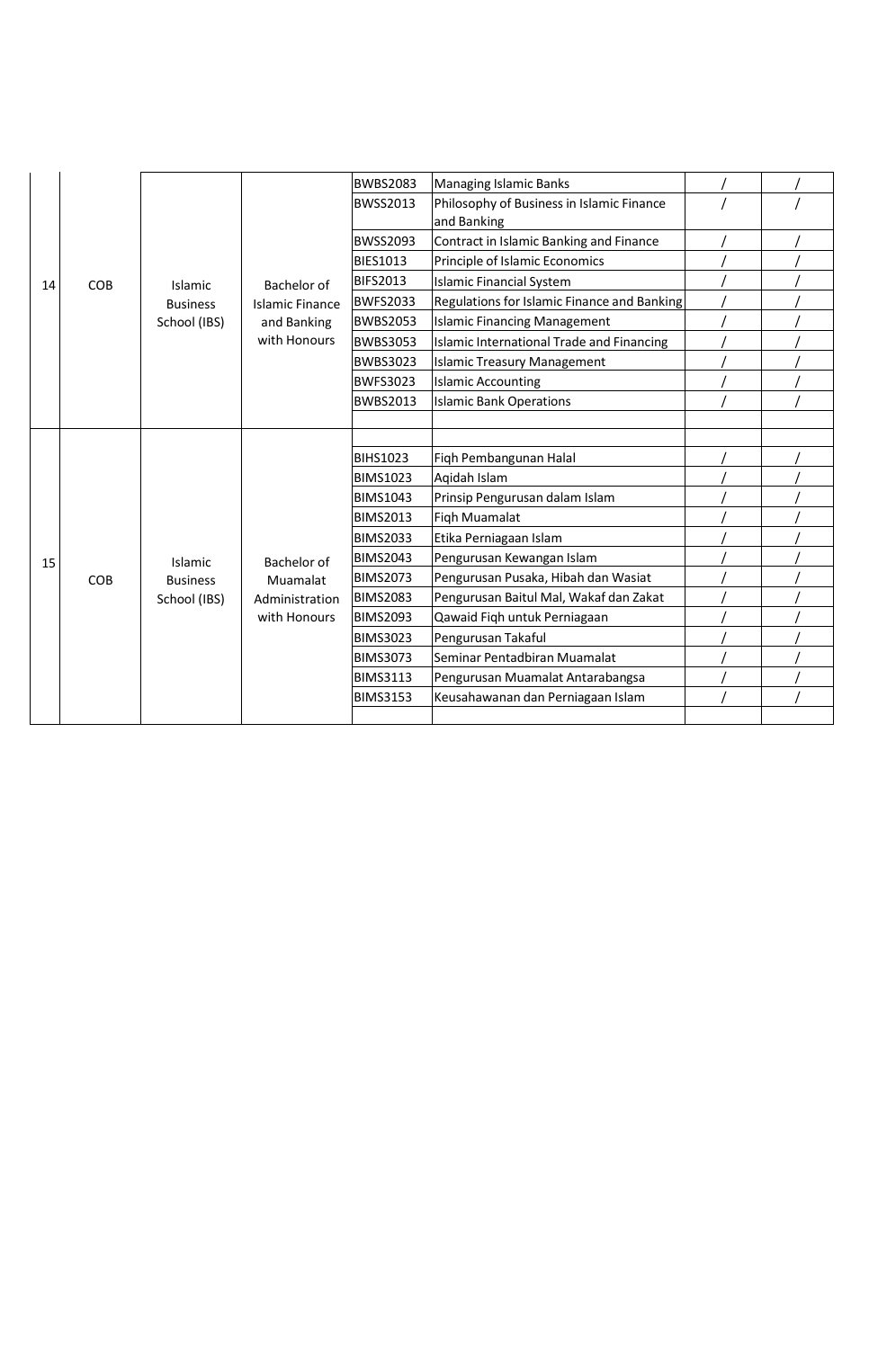| | | | | | | | |
|---|---|---|---|---|---|---|---|
| 14 | COB | Islamic Business School (IBS) | Bachelor of Islamic Finance and Banking with Honours | BWBS2083 | Managing Islamic Banks | / | / |
| | | | | BWSS2013 | Philosophy of Business in Islamic Finance and Banking | / | / |
| | | | | BWSS2093 | Contract in Islamic Banking and Finance | / | / |
| | | | | BIES1013 | Principle of Islamic Economics | / | / |
| | | | | BIFS2013 | Islamic Financial System | / | / |
| | | | | BWFS2033 | Regulations for Islamic Finance and Banking | / | / |
| | | | | BWBS2053 | Islamic Financing Management | / | / |
| | | | | BWBS3053 | Islamic International Trade and Financing | / | / |
| | | | | BWBS3023 | Islamic Treasury Management | / | / |
| | | | | BWFS3023 | Islamic Accounting | / | / |
| | | | | BWBS2013 | Islamic Bank Operations | / | / |
| | | | | | | | |
| 15 | COB | Islamic Business School (IBS) | Bachelor of Muamalat Administration with Honours | | | | |
| | | | | BIHS1023 | Fiqh Pembangunan Halal | / | / |
| | | | | BIMS1023 | Aqidah Islam | / | / |
| | | | | BIMS1043 | Prinsip Pengurusan dalam Islam | / | / |
| | | | | BIMS2013 | Fiqh Muamalat | / | / |
| | | | | BIMS2033 | Etika Perniagaan Islam | / | / |
| | | | | BIMS2043 | Pengurusan Kewangan Islam | / | / |
| | | | | BIMS2073 | Pengurusan Pusaka, Hibah dan Wasiat | / | / |
| | | | | BIMS2083 | Pengurusan Baitul Mal, Wakaf dan Zakat | / | / |
| | | | | BIMS2093 | Qawaid Fiqh untuk Perniagaan | / | / |
| | | | | BIMS3023 | Pengurusan Takaful | / | / |
| | | | | BIMS3073 | Seminar Pentadbiran Muamalat | / | / |
| | | | | BIMS3113 | Pengurusan Muamalat Antarabangsa | / | / |
| | | | | BIMS3153 | Keusahawanan dan Perniagaan Islam | / | / |
| | | | | | | | |